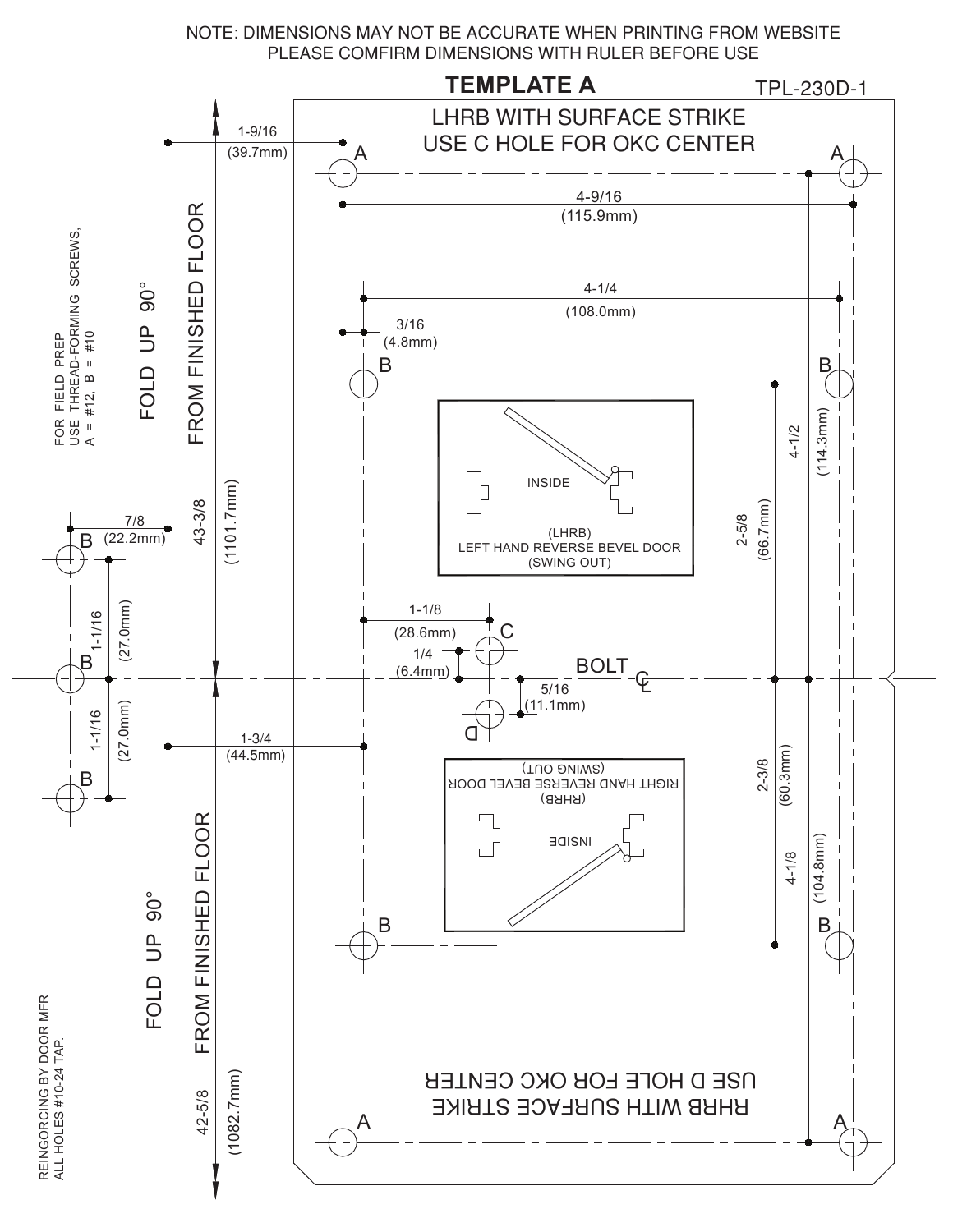NOTE: DIMENSIONS MAY NOT BE ACCURATE WHEN PRINTING FROM WEBSITE
PLEASE COMFIRM DIMENSIONS WITH RULER BEFORE USE

# TEMPLATE A

TPL-230D-1

LHRB WITH SURFACE STRIKE
USE C HOLE FOR OKC CENTER

FOR FIELD PREP
USE THREAD-FORMING SCREWS,
A = #12, B = #10

FOLD UP 90°
FROM FINISHED FLOOR
43-3/8 (1101.7mm)

1-9/16 (39.7mm)

4-9/16 (115.9mm)

4-1/4 (108.0mm)

3/16 (4.8mm)

INSIDE

(LHRB)
LEFT HAND REVERSE BEVEL DOOR
(SWING OUT)

4-1/2 (114.3mm)

2-5/8 (66.7mm)

7/8 (22.2mm)

1-1/16 (27.0mm)

1-1/8 (28.6mm)

1/4 (6.4mm)

5/16 (11.1mm)

BOLT ℄

1-1/16 (27.0mm)

1-3/4 (44.5mm)

(SWING OUT)
RIGHT HAND REVERSE BEVEL DOOR
(RHRB)

INSIDE

2-3/8 (60.3mm)

4-1/8 (104.8mm)

FOLD UP 90°
FROM FINISHED FLOOR
42-5/8 (1082.7mm)

RHRB WITH SURFACE STRIKE
USE D HOLE FOR OKC CENTER

REINGORCING BY DOOR MFR
ALL HOLES #10-24 TAP.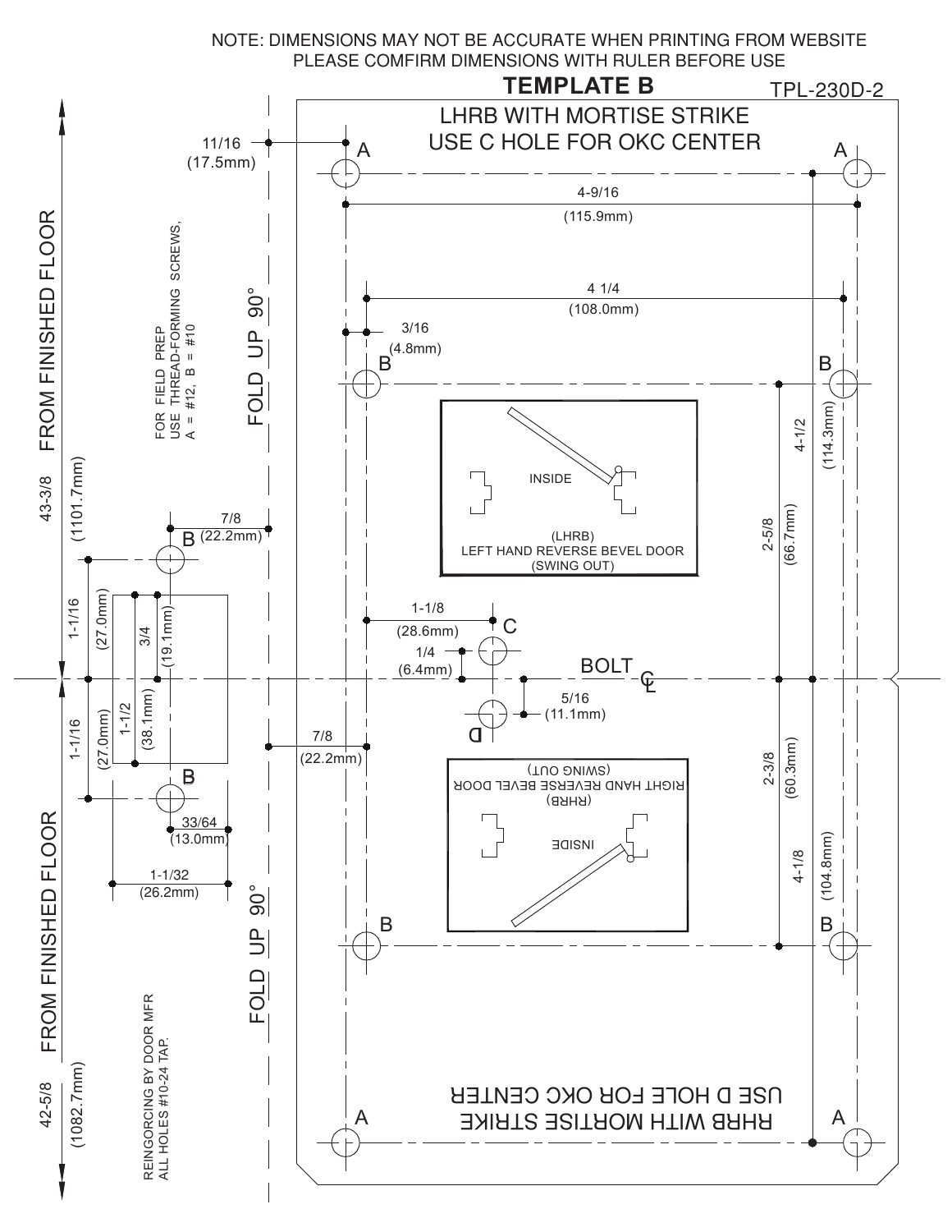NOTE: DIMENSIONS MAY NOT BE ACCURATE WHEN PRINTING FROM WEBSITE
PLEASE COMFIRM DIMENSIONS WITH RULER BEFORE USE

# TEMPLATE B

TPL-230D-2

LHRB WITH MORTISE STRIKE
USE C HOLE FOR OKC CENTER

A A

11/16
(17.5mm)

4-9/16
(115.9mm)

4 1/4
(108.0mm)

3/16
(4.8mm)

B B

FROM FINISHED FLOOR

43-3/8
(1101.7mm)

FOR FIELD PREP
USE THREAD-FORMING SCREWS,
A = #12, B = #10

FOLD UP 90°

INSIDE

(LHRB)
LEFT HAND REVERSE BEVEL DOOR
(SWING OUT)

4-1/2
(114.3mm)

2-5/8
(66.7mm)

7/8
(22.2mm)

B

1-1/16
(27.0mm)

3/4
(19.1mm)

1-1/8
(28.6mm)

C

1/4
(6.4mm)

BOLT ℄

5/16
(11.1mm)

D

1-1/2
(38.1mm)

1-1/16
(27.0mm)

7/8
(22.2mm)

(RHRB)
RIGHT HAND REVERSE BEVEL DOOR
(SWING OUT)

INSIDE

2-3/8
(60.3mm)

B

33/64
(13.0mm)

1-1/32
(26.2mm)

4-1/8
(104.8mm)

FROM FINISHED FLOOR

FOLD UP 90°

B B

42-5/8
(1082.7mm)

REINGORCING BY DOOR MFR
ALL HOLES #10-24 TAP.

RHRB WITH MORTISE STRIKE
USE D HOLE FOR OKC CENTER

A A